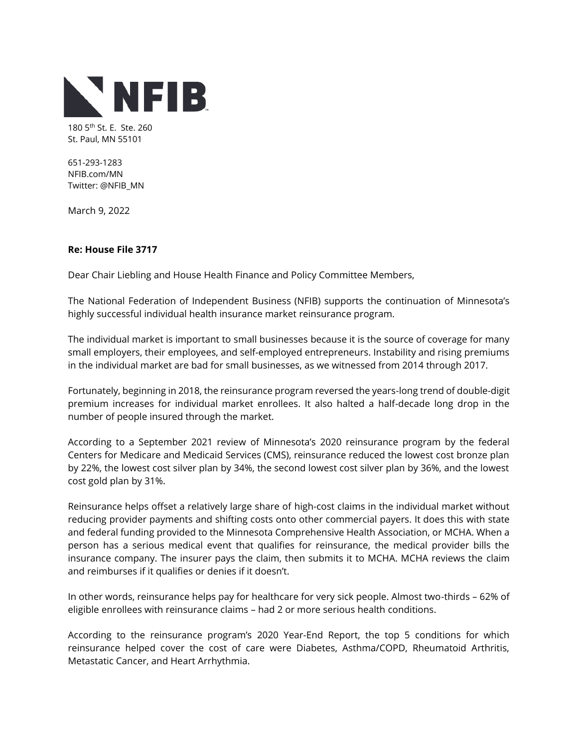NFIB

180 5th St. E. Ste. 260
St. Paul, MN 55101

651-293-1283
NFIB.com/MN
Twitter: @NFIB_MN

March 9, 2022

**Re: House File 3717**

Dear Chair Liebling and House Health Finance and Policy Committee Members,

The National Federation of Independent Business (NFIB) supports the continuation of Minnesota's highly successful individual health insurance market reinsurance program.

The individual market is important to small businesses because it is the source of coverage for many small employers, their employees, and self-employed entrepreneurs. Instability and rising premiums in the individual market are bad for small businesses, as we witnessed from 2014 through 2017.

Fortunately, beginning in 2018, the reinsurance program reversed the years-long trend of double-digit premium increases for individual market enrollees. It also halted a half-decade long drop in the number of people insured through the market.

According to a September 2021 review of Minnesota's 2020 reinsurance program by the federal Centers for Medicare and Medicaid Services (CMS), reinsurance reduced the lowest cost bronze plan by 22%, the lowest cost silver plan by 34%, the second lowest cost silver plan by 36%, and the lowest cost gold plan by 31%.

Reinsurance helps offset a relatively large share of high-cost claims in the individual market without reducing provider payments and shifting costs onto other commercial payers. It does this with state and federal funding provided to the Minnesota Comprehensive Health Association, or MCHA. When a person has a serious medical event that qualifies for reinsurance, the medical provider bills the insurance company. The insurer pays the claim, then submits it to MCHA. MCHA reviews the claim and reimburses if it qualifies or denies if it doesn't.

In other words, reinsurance helps pay for healthcare for very sick people. Almost two-thirds – 62% of eligible enrollees with reinsurance claims – had 2 or more serious health conditions.

According to the reinsurance program's 2020 Year-End Report, the top 5 conditions for which reinsurance helped cover the cost of care were Diabetes, Asthma/COPD, Rheumatoid Arthritis, Metastatic Cancer, and Heart Arrhythmia.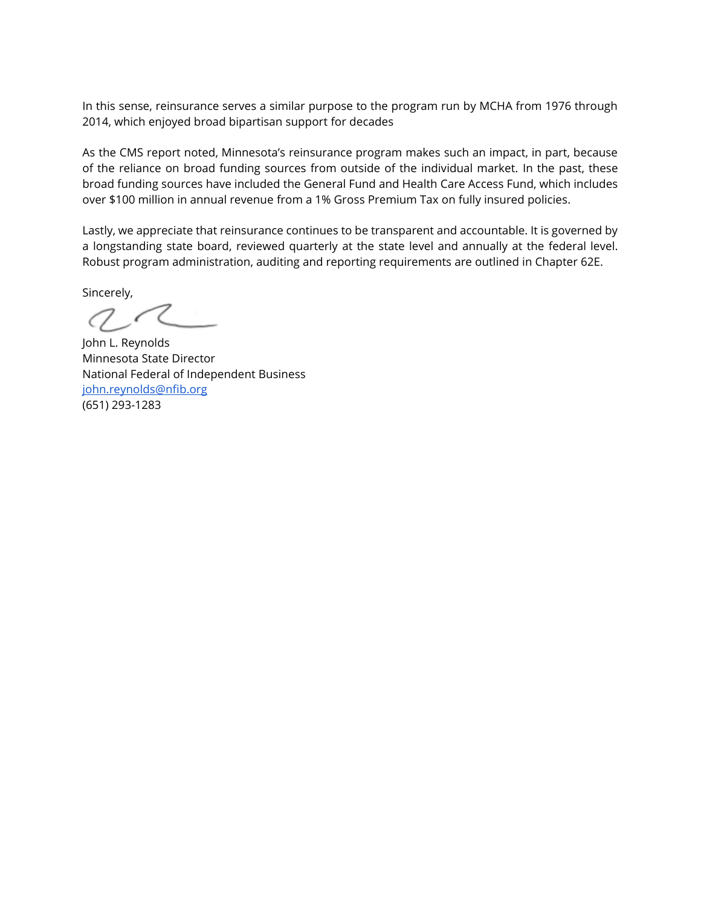In this sense, reinsurance serves a similar purpose to the program run by MCHA from 1976 through 2014, which enjoyed broad bipartisan support for decades

As the CMS report noted, Minnesota's reinsurance program makes such an impact, in part, because of the reliance on broad funding sources from outside of the individual market. In the past, these broad funding sources have included the General Fund and Health Care Access Fund, which includes over $100 million in annual revenue from a 1% Gross Premium Tax on fully insured policies.

Lastly, we appreciate that reinsurance continues to be transparent and accountable. It is governed by a longstanding state board, reviewed quarterly at the state level and annually at the federal level. Robust program administration, auditing and reporting requirements are outlined in Chapter 62E.

Sincerely,

John L. Reynolds
Minnesota State Director
National Federal of Independent Business
john.reynolds@nfib.org
(651) 293-1283